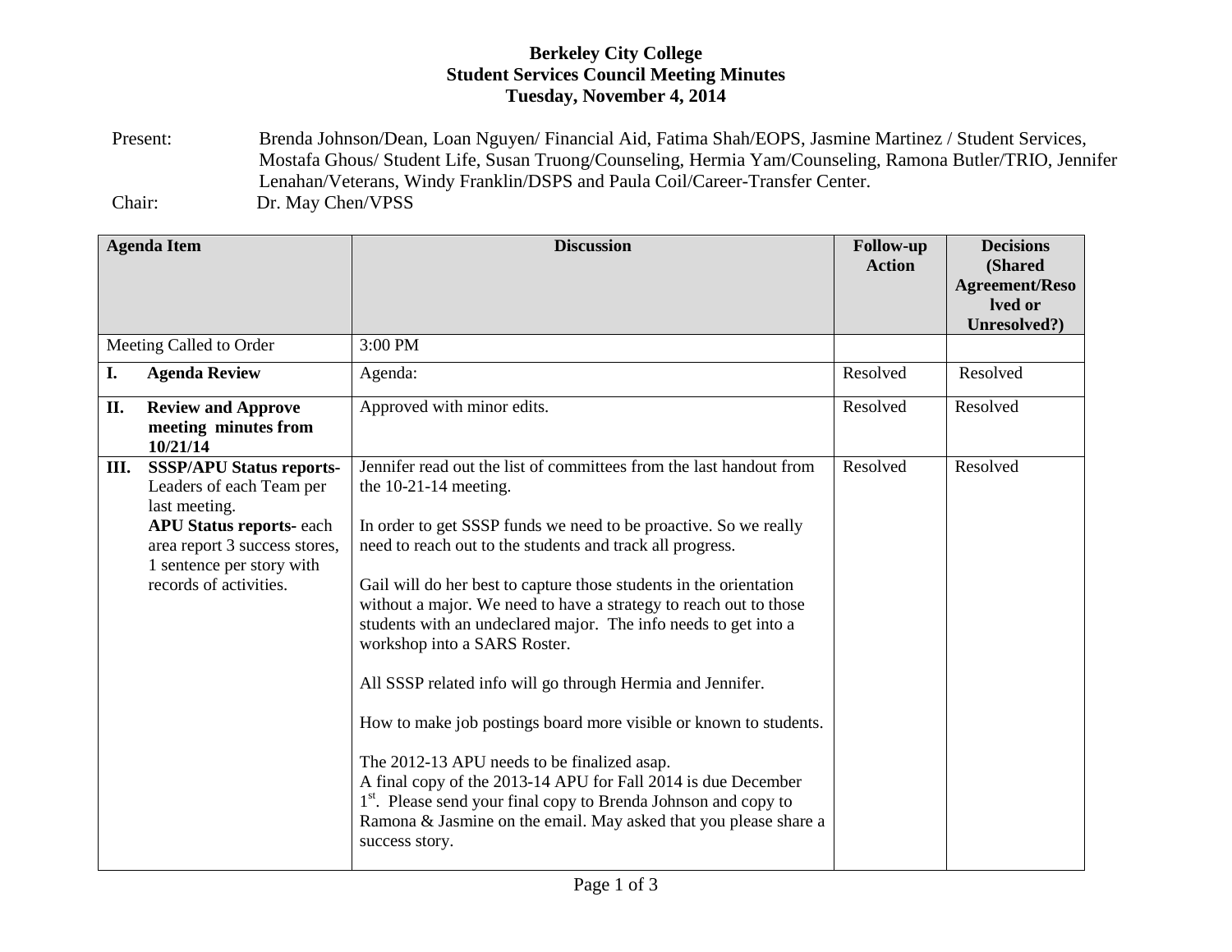**Berkeley City College**
**Student Services Council Meeting Minutes**
**Tuesday, November 4, 2014**

Present: Brenda Johnson/Dean, Loan Nguyen/ Financial Aid, Fatima Shah/EOPS, Jasmine Martinez / Student Services, Mostafa Ghous/ Student Life, Susan Truong/Counseling, Hermia Yam/Counseling, Ramona Butler/TRIO, Jennifer Lenahan/Veterans, Windy Franklin/DSPS and Paula Coil/Career-Transfer Center.

Chair: Dr. May Chen/VPSS

| Agenda Item | Discussion | Follow-up Action | Decisions (Shared Agreement/Resolved or Unresolved?) |
|---|---|---|---|
| Meeting Called to Order | 3:00 PM | | |
| **I. Agenda Review** | Agenda: | Resolved | Resolved |
| **II. Review and Approve meeting minutes from 10/21/14** | Approved with minor edits. | Resolved | Resolved |
| **III. SSSP/APU Status reports-** Leaders of each Team per last meeting.<br>**APU Status reports-** each area report 3 success stores, 1 sentence per story with records of activities. | Jennifer read out the list of committees from the last handout from the 10-21-14 meeting.<br><br>In order to get SSSP funds we need to be proactive. So we really need to reach out to the students and track all progress.<br><br>Gail will do her best to capture those students in the orientation without a major. We need to have a strategy to reach out to those students with an undeclared major. The info needs to get into a workshop into a SARS Roster.<br><br>All SSSP related info will go through Hermia and Jennifer.<br><br>How to make job postings board more visible or known to students.<br><br>The 2012-13 APU needs to be finalized asap.<br>A final copy of the 2013-14 APU for Fall 2014 is due December 1st. Please send your final copy to Brenda Johnson and copy to Ramona & Jasmine on the email. May asked that you please share a success story. | Resolved | Resolved |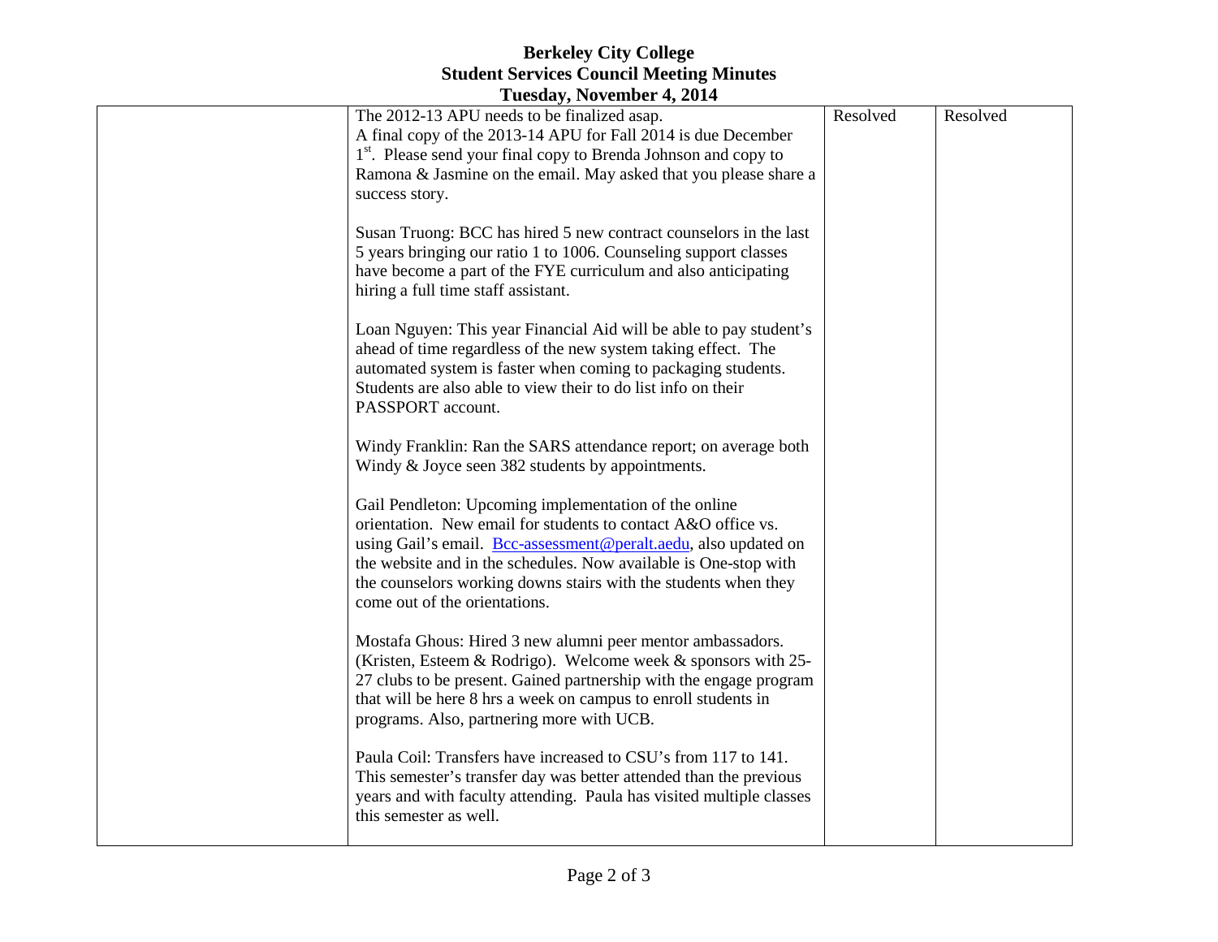# Berkeley City College
## Student Services Council Meeting Minutes
### Tuesday, November 4, 2014

| | | | |
|---|---|---|---|
| | The 2012-13 APU needs to be finalized asap.<br>A final copy of the 2013-14 APU for Fall 2014 is due December 1st. Please send your final copy to Brenda Johnson and copy to Ramona & Jasmine on the email. May asked that you please share a success story.<br><br>Susan Truong: BCC has hired 5 new contract counselors in the last 5 years bringing our ratio 1 to 1006. Counseling support classes have become a part of the FYE curriculum and also anticipating hiring a full time staff assistant.<br><br>Loan Nguyen: This year Financial Aid will be able to pay student's ahead of time regardless of the new system taking effect. The automated system is faster when coming to packaging students. Students are also able to view their to do list info on their PASSPORT account.<br><br>Windy Franklin: Ran the SARS attendance report; on average both Windy & Joyce seen 382 students by appointments.<br><br>Gail Pendleton: Upcoming implementation of the online orientation. New email for students to contact A&O office vs. using Gail's email. Bcc-assessment@peralt.aedu, also updated on the website and in the schedules. Now available is One-stop with the counselors working downs stairs with the students when they come out of the orientations.<br><br>Mostafa Ghous: Hired 3 new alumni peer mentor ambassadors. (Kristen, Esteem & Rodrigo). Welcome week & sponsors with 25-27 clubs to be present. Gained partnership with the engage program that will be here 8 hrs a week on campus to enroll students in programs. Also, partnering more with UCB.<br><br>Paula Coil: Transfers have increased to CSU's from 117 to 141. This semester's transfer day was better attended than the previous years and with faculty attending. Paula has visited multiple classes this semester as well. | Resolved | Resolved |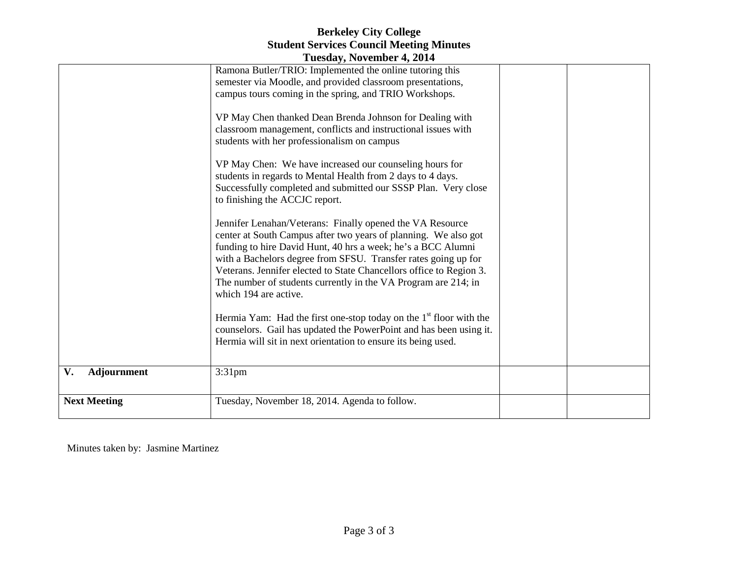**Berkeley City College**
**Student Services Council Meeting Minutes**
**Tuesday, November 4, 2014**

| | | | |
|---|---|---|---|
| | Ramona Butler/TRIO: Implemented the online tutoring this semester via Moodle, and provided classroom presentations, campus tours coming in the spring, and TRIO Workshops.<br><br>VP May Chen thanked Dean Brenda Johnson for Dealing with classroom management, conflicts and instructional issues with students with her professionalism on campus<br><br>VP May Chen: We have increased our counseling hours for students in regards to Mental Health from 2 days to 4 days. Successfully completed and submitted our SSSP Plan. Very close to finishing the ACCJC report.<br><br>Jennifer Lenahan/Veterans: Finally opened the VA Resource center at South Campus after two years of planning. We also got funding to hire David Hunt, 40 hrs a week; he's a BCC Alumni with a Bachelors degree from SFSU. Transfer rates going up for Veterans. Jennifer elected to State Chancellors office to Region 3. The number of students currently in the VA Program are 214; in which 194 are active.<br><br>Hermia Yam: Had the first one-stop today on the 1st floor with the counselors. Gail has updated the PowerPoint and has been using it. Hermia will sit in next orientation to ensure its being used. | | |
| **V. Adjournment** | 3:31pm | | |
| **Next Meeting** | Tuesday, November 18, 2014. Agenda to follow. | | |

Minutes taken by: Jasmine Martinez